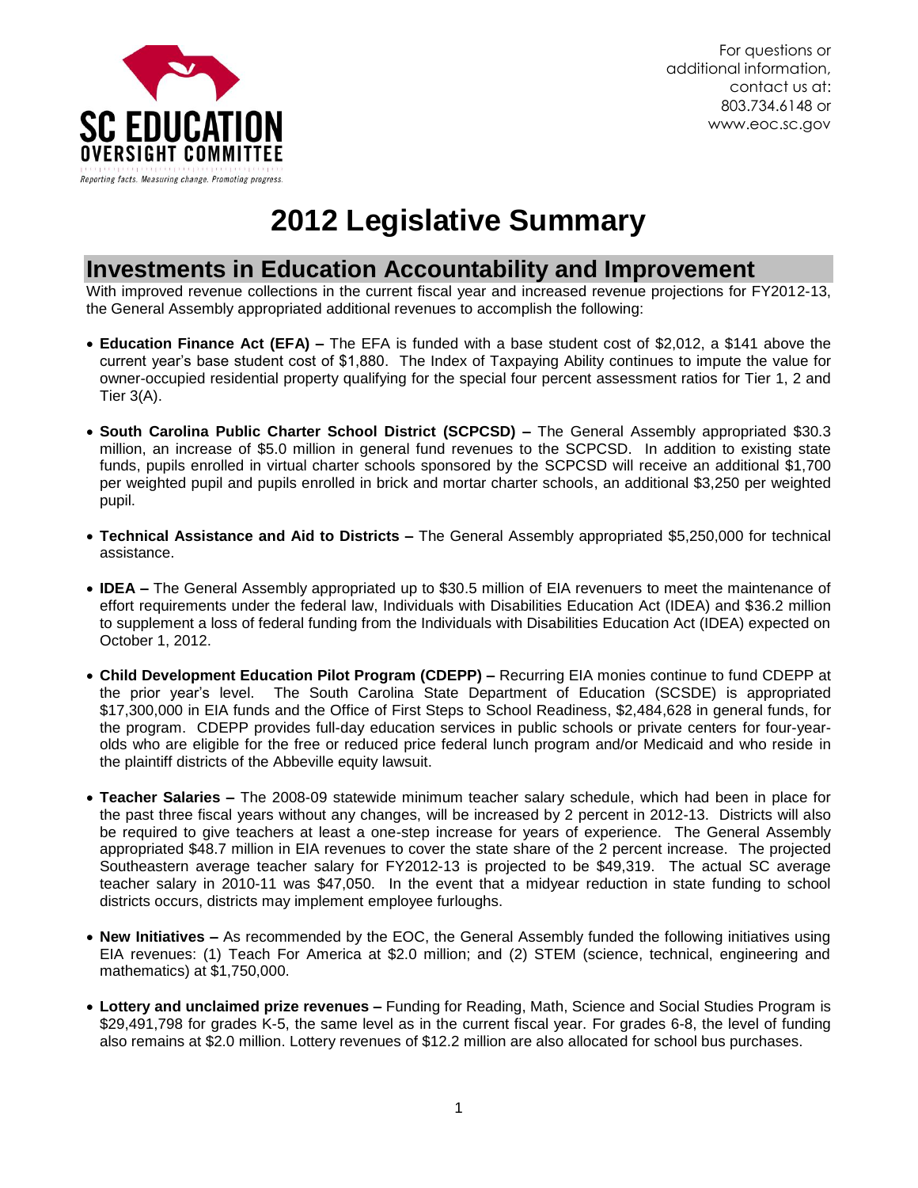SC EDUCATION OVERSIGHT COMMITTEE

*Reporting facts. Measuring change. Promoting progress.*

For questions or additional information, contact us at: 803.734.6148 or www.eoc.sc.gov

# 2012 Legislative Summary

## Investments in Education Accountability and Improvement

With improved revenue collections in the current fiscal year and increased revenue projections for FY2012-13, the General Assembly appropriated additional revenues to accomplish the following:

- **Education Finance Act (EFA) –** The EFA is funded with a base student cost of $2,012, a $141 above the current year's base student cost of $1,880. The Index of Taxpaying Ability continues to impute the value for owner-occupied residential property qualifying for the special four percent assessment ratios for Tier 1, 2 and Tier 3(A).

- **South Carolina Public Charter School District (SCPCSD) –** The General Assembly appropriated $30.3 million, an increase of $5.0 million in general fund revenues to the SCPCSD. In addition to existing state funds, pupils enrolled in virtual charter schools sponsored by the SCPCSD will receive an additional $1,700 per weighted pupil and pupils enrolled in brick and mortar charter schools, an additional $3,250 per weighted pupil.

- **Technical Assistance and Aid to Districts –** The General Assembly appropriated $5,250,000 for technical assistance.

- **IDEA –** The General Assembly appropriated up to $30.5 million of EIA revenuers to meet the maintenance of effort requirements under the federal law, Individuals with Disabilities Education Act (IDEA) and $36.2 million to supplement a loss of federal funding from the Individuals with Disabilities Education Act (IDEA) expected on October 1, 2012.

- **Child Development Education Pilot Program (CDEPP) –** Recurring EIA monies continue to fund CDEPP at the prior year's level. The South Carolina State Department of Education (SCSDE) is appropriated $17,300,000 in EIA funds and the Office of First Steps to School Readiness, $2,484,628 in general funds, for the program. CDEPP provides full-day education services in public schools or private centers for four-year-olds who are eligible for the free or reduced price federal lunch program and/or Medicaid and who reside in the plaintiff districts of the Abbeville equity lawsuit.

- **Teacher Salaries –** The 2008-09 statewide minimum teacher salary schedule, which had been in place for the past three fiscal years without any changes, will be increased by 2 percent in 2012-13. Districts will also be required to give teachers at least a one-step increase for years of experience. The General Assembly appropriated $48.7 million in EIA revenues to cover the state share of the 2 percent increase. The projected Southeastern average teacher salary for FY2012-13 is projected to be $49,319. The actual SC average teacher salary in 2010-11 was $47,050. In the event that a midyear reduction in state funding to school districts occurs, districts may implement employee furloughs.

- **New Initiatives –** As recommended by the EOC, the General Assembly funded the following initiatives using EIA revenues: (1) Teach For America at $2.0 million; and (2) STEM (science, technical, engineering and mathematics) at $1,750,000.

- **Lottery and unclaimed prize revenues –** Funding for Reading, Math, Science and Social Studies Program is $29,491,798 for grades K-5, the same level as in the current fiscal year. For grades 6-8, the level of funding also remains at $2.0 million. Lottery revenues of $12.2 million are also allocated for school bus purchases.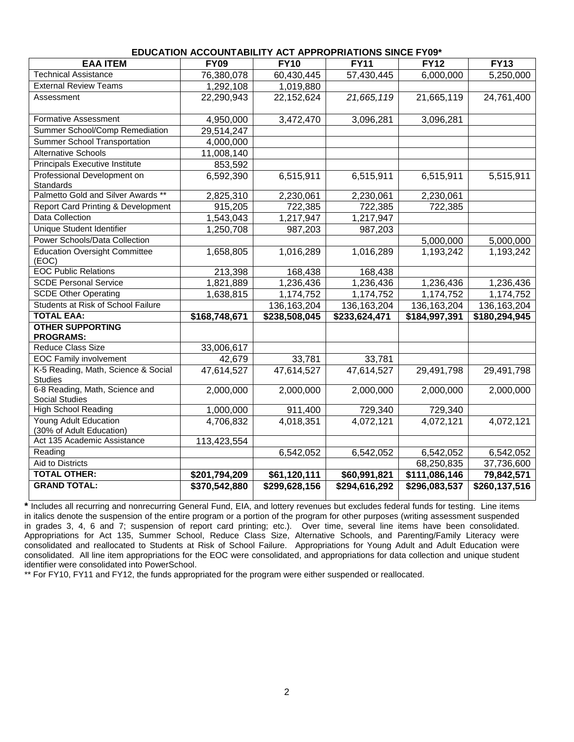**EDUCATION ACCOUNTABILITY ACT APPROPRIATIONS SINCE FY09***

| EAA ITEM | FY09 | FY10 | FY11 | FY12 | FY13 |
|---|---|---|---|---|---|
| Technical Assistance | 76,380,078 | 60,430,445 | 57,430,445 | 6,000,000 | 5,250,000 |
| External Review Teams | 1,292,108 | 1,019,880 | | | |
| Assessment | 22,290,943 | 22,152,624 | *21,665,119* | 21,665,119 | 24,761,400 |
| Formative Assessment | 4,950,000 | 3,472,470 | 3,096,281 | 3,096,281 | |
| Summer School/Comp Remediation | 29,514,247 | | | | |
| Summer School Transportation | 4,000,000 | | | | |
| Alternative Schools | 11,008,140 | | | | |
| Principals Executive Institute | 853,592 | | | | |
| Professional Development on Standards | 6,592,390 | 6,515,911 | 6,515,911 | 6,515,911 | 5,515,911 |
| Palmetto Gold and Silver Awards ** | 2,825,310 | 2,230,061 | 2,230,061 | 2,230,061 | |
| Report Card Printing & Development | 915,205 | 722,385 | 722,385 | 722,385 | |
| Data Collection | 1,543,043 | 1,217,947 | 1,217,947 | | |
| Unique Student Identifier | 1,250,708 | 987,203 | 987,203 | | |
| Power Schools/Data Collection | | | | 5,000,000 | 5,000,000 |
| Education Oversight Committee (EOC) | 1,658,805 | 1,016,289 | 1,016,289 | 1,193,242 | 1,193,242 |
| EOC Public Relations | 213,398 | 168,438 | 168,438 | | |
| SCDE Personal Service | 1,821,889 | 1,236,436 | 1,236,436 | 1,236,436 | 1,236,436 |
| SCDE Other Operating | 1,638,815 | 1,174,752 | 1,174,752 | 1,174,752 | 1,174,752 |
| Students at Risk of School Failure | | 136,163,204 | 136,163,204 | 136,163,204 | 136,163,204 |
| **TOTAL EAA:** | **$168,748,671** | **$238,508,045** | **$233,624,471** | **$184,997,391** | **$180,294,945** |
| **OTHER SUPPORTING PROGRAMS:** | | | | | |
| Reduce Class Size | 33,006,617 | | | | |
| EOC Family involvement | 42,679 | 33,781 | 33,781 | | |
| K-5 Reading, Math, Science & Social Studies | 47,614,527 | 47,614,527 | 47,614,527 | 29,491,798 | 29,491,798 |
| 6-8 Reading, Math, Science and Social Studies | 2,000,000 | 2,000,000 | 2,000,000 | 2,000,000 | 2,000,000 |
| High School Reading | 1,000,000 | 911,400 | 729,340 | 729,340 | |
| Young Adult Education (30% of Adult Education) | 4,706,832 | 4,018,351 | 4,072,121 | 4,072,121 | 4,072,121 |
| Act 135 Academic Assistance | 113,423,554 | | | | |
| Reading | | 6,542,052 | 6,542,052 | 6,542,052 | 6,542,052 |
| Aid to Districts | | | | 68,250,835 | 37,736,600 |
| **TOTAL OTHER:** | **$201,794,209** | **$61,120,111** | **$60,991,821** | **$111,086,146** | **79,842,571** |
| **GRAND TOTAL:** | **$370,542,880** | **$299,628,156** | **$294,616,292** | **$296,083,537** | **$260,137,516** |

**\*** Includes all recurring and nonrecurring General Fund, EIA, and lottery revenues but excludes federal funds for testing. Line items in italics denote the suspension of the entire program or a portion of the program for other purposes (writing assessment suspended in grades 3, 4, 6 and 7; suspension of report card printing; etc.). Over time, several line items have been consolidated. Appropriations for Act 135, Summer School, Reduce Class Size, Alternative Schools, and Parenting/Family Literacy were consolidated and reallocated to Students at Risk of School Failure. Appropriations for Young Adult and Adult Education were consolidated. All line item appropriations for the EOC were consolidated, and appropriations for data collection and unique student identifier were consolidated into PowerSchool.

** For FY10, FY11 and FY12, the funds appropriated for the program were either suspended or reallocated.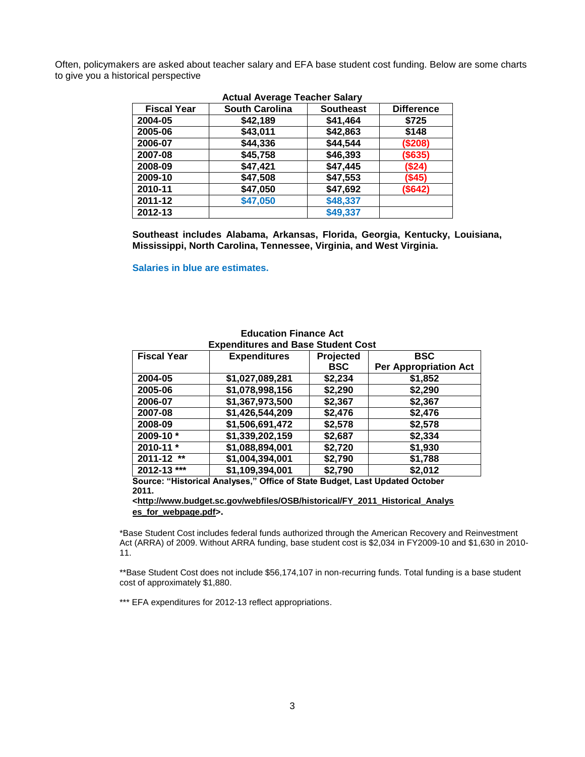Often, policymakers are asked about teacher salary and EFA base student cost funding. Below are some charts to give you a historical perspective

**Actual Average Teacher Salary**

| Fiscal Year | South Carolina | Southeast | Difference |
|---|---|---|---|
| 2004-05 | $42,189 | $41,464 | $725 |
| 2005-06 | $43,011 | $42,863 | $148 |
| 2006-07 | $44,336 | $44,544 | ($208) |
| 2007-08 | $45,758 | $46,393 | ($635) |
| 2008-09 | $47,421 | $47,445 | ($24) |
| 2009-10 | $47,508 | $47,553 | ($45) |
| 2010-11 | $47,050 | $47,692 | ($642) |
| 2011-12 | $47,050 | $48,337 | |
| 2012-13 | | $49,337 | |

**Southeast includes Alabama, Arkansas, Florida, Georgia, Kentucky, Louisiana, Mississippi, North Carolina, Tennessee, Virginia, and West Virginia.**

**Salaries in blue are estimates.**

**Education Finance Act Expenditures and Base Student Cost**

| Fiscal Year | Expenditures | Projected BSC | BSC Per Appropriation Act |
|---|---|---|---|
| 2004-05 | $1,027,089,281 | $2,234 | $1,852 |
| 2005-06 | $1,078,998,156 | $2,290 | $2,290 |
| 2006-07 | $1,367,973,500 | $2,367 | $2,367 |
| 2007-08 | $1,426,544,209 | $2,476 | $2,476 |
| 2008-09 | $1,506,691,472 | $2,578 | $2,578 |
| 2009-10 * | $1,339,202,159 | $2,687 | $2,334 |
| 2010-11 * | $1,088,894,001 | $2,720 | $1,930 |
| 2011-12 ** | $1,004,394,001 | $2,790 | $1,788 |
| 2012-13 *** | $1,109,394,001 | $2,790 | $2,012 |

**Source: "Historical Analyses," Office of State Budget, Last Updated October 2011. <http://www.budget.sc.gov/webfiles/OSB/historical/FY_2011_Historical_Analyses_for_webpage.pdf>.**

*Base Student Cost includes federal funds authorized through the American Recovery and Reinvestment Act (ARRA) of 2009. Without ARRA funding, base student cost is $2,034 in FY2009-10 and $1,630 in 2010-11.

**Base Student Cost does not include $56,174,107 in non-recurring funds. Total funding is a base student cost of approximately $1,880.

*** EFA expenditures for 2012-13 reflect appropriations.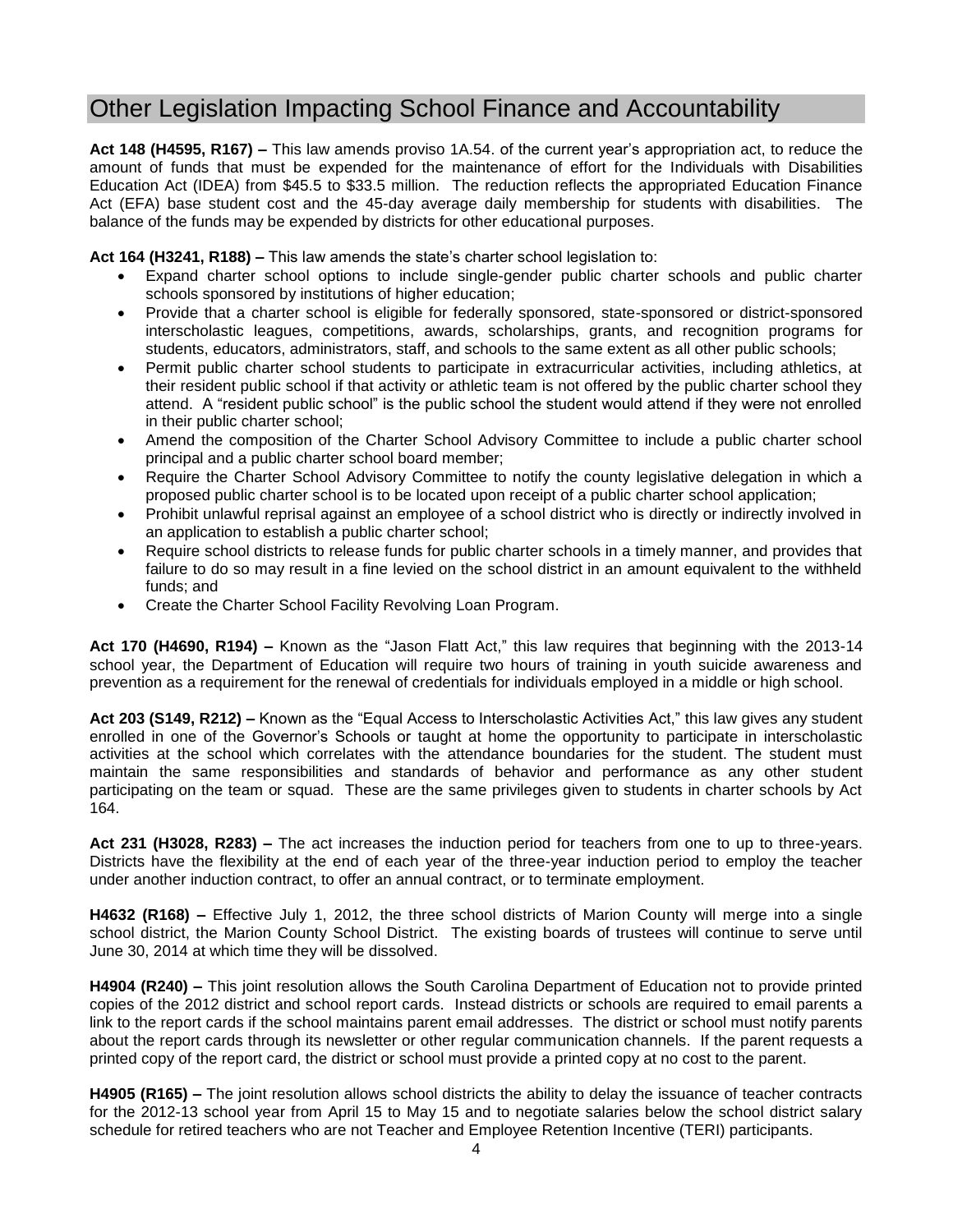# Other Legislation Impacting School Finance and Accountability

**Act 148 (H4595, R167) –** This law amends proviso 1A.54. of the current year's appropriation act, to reduce the amount of funds that must be expended for the maintenance of effort for the Individuals with Disabilities Education Act (IDEA) from $45.5 to $33.5 million. The reduction reflects the appropriated Education Finance Act (EFA) base student cost and the 45-day average daily membership for students with disabilities. The balance of the funds may be expended by districts for other educational purposes.

**Act 164 (H3241, R188) –** This law amends the state's charter school legislation to:

- Expand charter school options to include single-gender public charter schools and public charter schools sponsored by institutions of higher education;
- Provide that a charter school is eligible for federally sponsored, state-sponsored or district-sponsored interscholastic leagues, competitions, awards, scholarships, grants, and recognition programs for students, educators, administrators, staff, and schools to the same extent as all other public schools;
- Permit public charter school students to participate in extracurricular activities, including athletics, at their resident public school if that activity or athletic team is not offered by the public charter school they attend. A "resident public school" is the public school the student would attend if they were not enrolled in their public charter school;
- Amend the composition of the Charter School Advisory Committee to include a public charter school principal and a public charter school board member;
- Require the Charter School Advisory Committee to notify the county legislative delegation in which a proposed public charter school is to be located upon receipt of a public charter school application;
- Prohibit unlawful reprisal against an employee of a school district who is directly or indirectly involved in an application to establish a public charter school;
- Require school districts to release funds for public charter schools in a timely manner, and provides that failure to do so may result in a fine levied on the school district in an amount equivalent to the withheld funds; and
- Create the Charter School Facility Revolving Loan Program.

**Act 170 (H4690, R194) –** Known as the "Jason Flatt Act," this law requires that beginning with the 2013-14 school year, the Department of Education will require two hours of training in youth suicide awareness and prevention as a requirement for the renewal of credentials for individuals employed in a middle or high school.

**Act 203 (S149, R212) –** Known as the "Equal Access to Interscholastic Activities Act," this law gives any student enrolled in one of the Governor's Schools or taught at home the opportunity to participate in interscholastic activities at the school which correlates with the attendance boundaries for the student. The student must maintain the same responsibilities and standards of behavior and performance as any other student participating on the team or squad. These are the same privileges given to students in charter schools by Act 164.

**Act 231 (H3028, R283) –** The act increases the induction period for teachers from one to up to three-years. Districts have the flexibility at the end of each year of the three-year induction period to employ the teacher under another induction contract, to offer an annual contract, or to terminate employment.

**H4632 (R168) –** Effective July 1, 2012, the three school districts of Marion County will merge into a single school district, the Marion County School District. The existing boards of trustees will continue to serve until June 30, 2014 at which time they will be dissolved.

**H4904 (R240) –** This joint resolution allows the South Carolina Department of Education not to provide printed copies of the 2012 district and school report cards. Instead districts or schools are required to email parents a link to the report cards if the school maintains parent email addresses. The district or school must notify parents about the report cards through its newsletter or other regular communication channels. If the parent requests a printed copy of the report card, the district or school must provide a printed copy at no cost to the parent.

**H4905 (R165) –** The joint resolution allows school districts the ability to delay the issuance of teacher contracts for the 2012-13 school year from April 15 to May 15 and to negotiate salaries below the school district salary schedule for retired teachers who are not Teacher and Employee Retention Incentive (TERI) participants.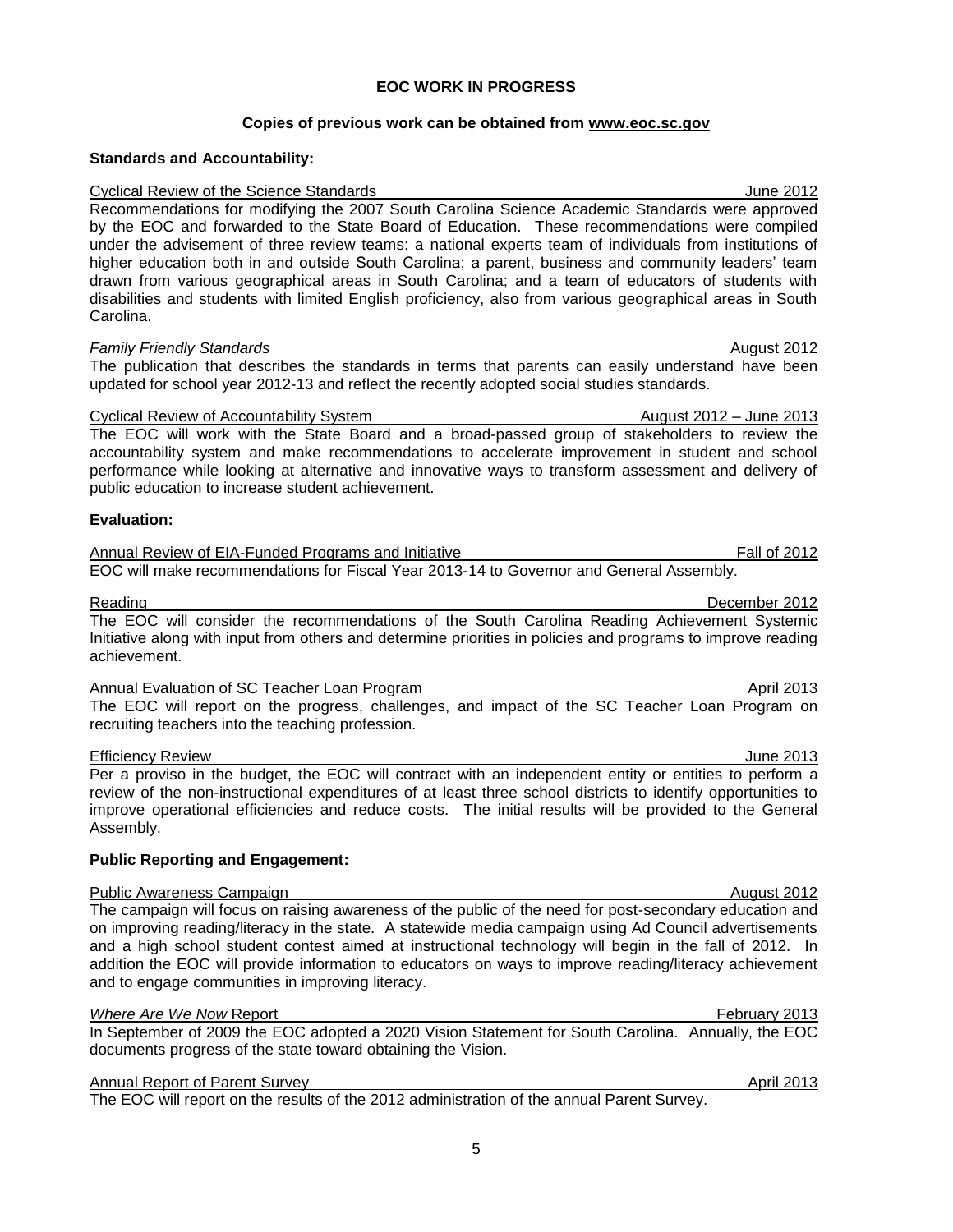# EOC WORK IN PROGRESS

**Copies of previous work can be obtained from www.eoc.sc.gov**

**Standards and Accountability:**

Cyclical Review of the Science Standards — June 2012

Recommendations for modifying the 2007 South Carolina Science Academic Standards were approved by the EOC and forwarded to the State Board of Education. These recommendations were compiled under the advisement of three review teams: a national experts team of individuals from institutions of higher education both in and outside South Carolina; a parent, business and community leaders' team drawn from various geographical areas in South Carolina; and a team of educators of students with disabilities and students with limited English proficiency, also from various geographical areas in South Carolina.

*Family Friendly Standards* — August 2012

The publication that describes the standards in terms that parents can easily understand have been updated for school year 2012-13 and reflect the recently adopted social studies standards.

Cyclical Review of Accountability System — August 2012 – June 2013

The EOC will work with the State Board and a broad-passed group of stakeholders to review the accountability system and make recommendations to accelerate improvement in student and school performance while looking at alternative and innovative ways to transform assessment and delivery of public education to increase student achievement.

**Evaluation:**

Annual Review of EIA-Funded Programs and Initiative — Fall of 2012

EOC will make recommendations for Fiscal Year 2013-14 to Governor and General Assembly.

Reading — December 2012

The EOC will consider the recommendations of the South Carolina Reading Achievement Systemic Initiative along with input from others and determine priorities in policies and programs to improve reading achievement.

Annual Evaluation of SC Teacher Loan Program — April 2013

The EOC will report on the progress, challenges, and impact of the SC Teacher Loan Program on recruiting teachers into the teaching profession.

Efficiency Review — June 2013

Per a proviso in the budget, the EOC will contract with an independent entity or entities to perform a review of the non-instructional expenditures of at least three school districts to identify opportunities to improve operational efficiencies and reduce costs. The initial results will be provided to the General Assembly.

**Public Reporting and Engagement:**

Public Awareness Campaign — August 2012

The campaign will focus on raising awareness of the public of the need for post-secondary education and on improving reading/literacy in the state. A statewide media campaign using Ad Council advertisements and a high school student contest aimed at instructional technology will begin in the fall of 2012. In addition the EOC will provide information to educators on ways to improve reading/literacy achievement and to engage communities in improving literacy.

*Where Are We Now* Report — February 2013

In September of 2009 the EOC adopted a 2020 Vision Statement for South Carolina. Annually, the EOC documents progress of the state toward obtaining the Vision.

Annual Report of Parent Survey — April 2013

The EOC will report on the results of the 2012 administration of the annual Parent Survey.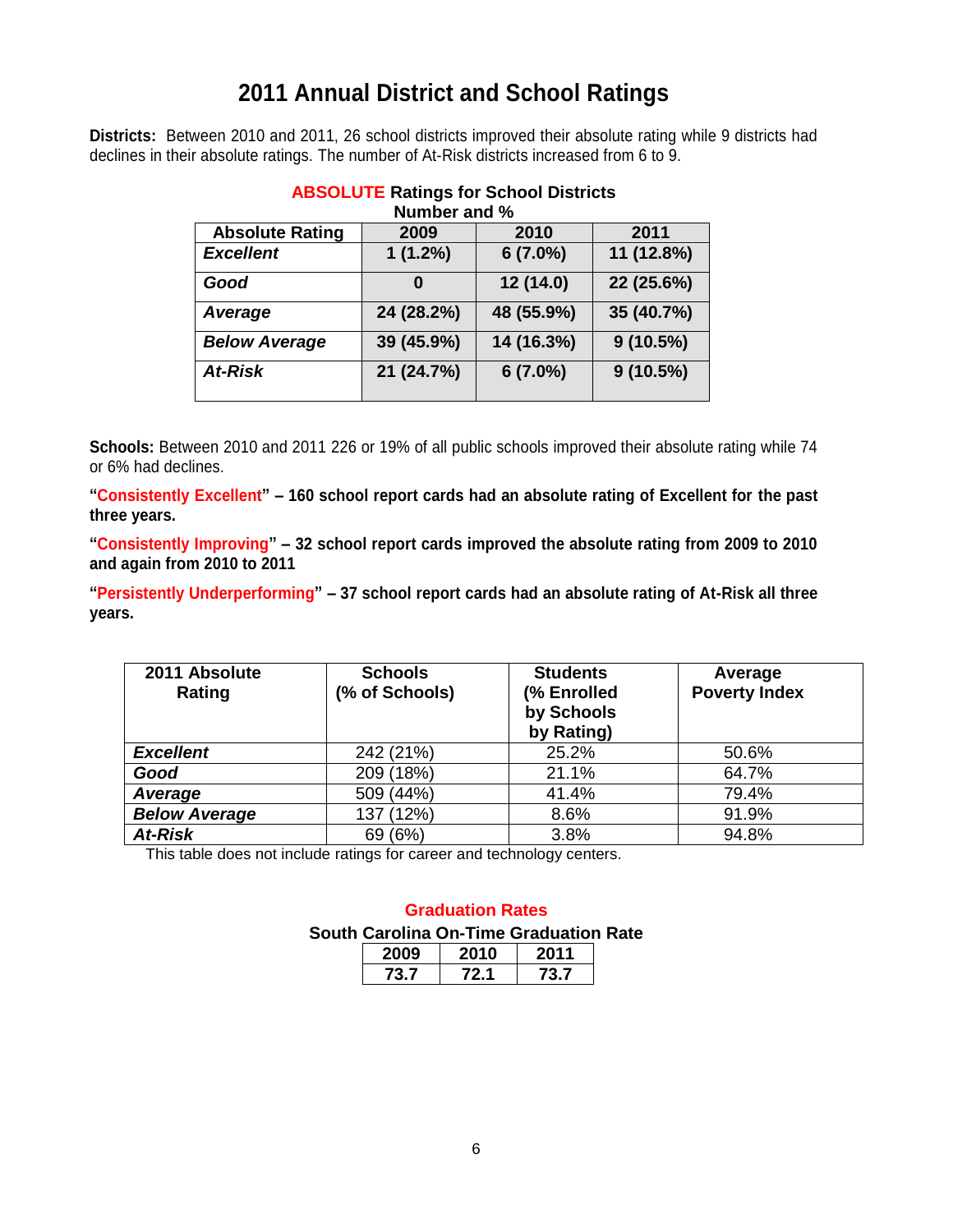# 2011 Annual District and School Ratings

**Districts:** Between 2010 and 2011, 26 school districts improved their absolute rating while 9 districts had declines in their absolute ratings. The number of At-Risk districts increased from 6 to 9.

**ABSOLUTE Ratings for School Districts**
**Number and %**

| Absolute Rating | 2009 | 2010 | 2011 |
|---|---|---|---|
| ***Excellent*** | **1 (1.2%)** | **6 (7.0%)** | **11 (12.8%)** |
| ***Good*** | **0** | **12 (14.0)** | **22 (25.6%)** |
| ***Average*** | **24 (28.2%)** | **48 (55.9%)** | **35 (40.7%)** |
| ***Below Average*** | **39 (45.9%)** | **14 (16.3%)** | **9 (10.5%)** |
| ***At-Risk*** | **21 (24.7%)** | **6 (7.0%)** | **9 (10.5%)** |

**Schools:** Between 2010 and 2011 226 or 19% of all public schools improved their absolute rating while 74 or 6% had declines.

**"Consistently Excellent" – 160 school report cards had an absolute rating of Excellent for the past three years.**

**"Consistently Improving" – 32 school report cards improved the absolute rating from 2009 to 2010 and again from 2010 to 2011**

**"Persistently Underperforming" – 37 school report cards had an absolute rating of At-Risk all three years.**

| 2011 Absolute Rating | Schools (% of Schools) | Students (% Enrolled by Schools by Rating) | Average Poverty Index |
|---|---|---|---|
| ***Excellent*** | 242 (21%) | 25.2% | 50.6% |
| ***Good*** | 209 (18%) | 21.1% | 64.7% |
| ***Average*** | 509 (44%) | 41.4% | 79.4% |
| ***Below Average*** | 137 (12%) | 8.6% | 91.9% |
| ***At-Risk*** | 69 (6%) | 3.8% | 94.8% |

This table does not include ratings for career and technology centers.

**Graduation Rates**

**South Carolina On-Time Graduation Rate**

| 2009 | 2010 | 2011 |
|---|---|---|
| **73.7** | **72.1** | **73.7** |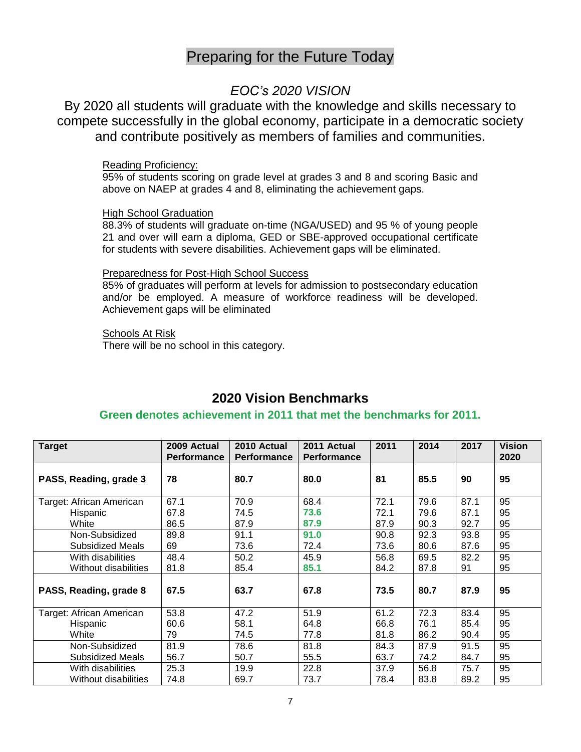# Preparing for the Future Today

## *EOC's 2020 VISION*

By 2020 all students will graduate with the knowledge and skills necessary to compete successfully in the global economy, participate in a democratic society and contribute positively as members of families and communities.

Reading Proficiency:
95% of students scoring on grade level at grades 3 and 8 and scoring Basic and above on NAEP at grades 4 and 8, eliminating the achievement gaps.

High School Graduation
88.3% of students will graduate on-time (NGA/USED) and 95 % of young people 21 and over will earn a diploma, GED or SBE-approved occupational certificate for students with severe disabilities. Achievement gaps will be eliminated.

Preparedness for Post-High School Success
85% of graduates will perform at levels for admission to postsecondary education and/or be employed. A measure of workforce readiness will be developed. Achievement gaps will be eliminated

Schools At Risk
There will be no school in this category.

## 2020 Vision Benchmarks

**Green denotes achievement in 2011 that met the benchmarks for 2011.**

| Target | 2009 Actual Performance | 2010 Actual Performance | 2011 Actual Performance | 2011 | 2014 | 2017 | Vision 2020 |
|---|---|---|---|---|---|---|---|
| **PASS, Reading, grade 3** | **78** | **80.7** | **80.0** | **81** | **85.5** | **90** | **95** |
| Target: African American | 67.1 | 70.9 | 68.4 | 72.1 | 79.6 | 87.1 | 95 |
| Hispanic | 67.8 | 74.5 | **73.6** | 72.1 | 79.6 | 87.1 | 95 |
| White | 86.5 | 87.9 | **87.9** | 87.9 | 90.3 | 92.7 | 95 |
| Non-Subsidized | 89.8 | 91.1 | **91.0** | 90.8 | 92.3 | 93.8 | 95 |
| Subsidized Meals | 69 | 73.6 | 72.4 | 73.6 | 80.6 | 87.6 | 95 |
| With disabilities | 48.4 | 50.2 | 45.9 | 56.8 | 69.5 | 82.2 | 95 |
| Without disabilities | 81.8 | 85.4 | **85.1** | 84.2 | 87.8 | 91 | 95 |
| **PASS, Reading, grade 8** | **67.5** | **63.7** | **67.8** | **73.5** | **80.7** | **87.9** | **95** |
| Target: African American | 53.8 | 47.2 | 51.9 | 61.2 | 72.3 | 83.4 | 95 |
| Hispanic | 60.6 | 58.1 | 64.8 | 66.8 | 76.1 | 85.4 | 95 |
| White | 79 | 74.5 | 77.8 | 81.8 | 86.2 | 90.4 | 95 |
| Non-Subsidized | 81.9 | 78.6 | 81.8 | 84.3 | 87.9 | 91.5 | 95 |
| Subsidized Meals | 56.7 | 50.7 | 55.5 | 63.7 | 74.2 | 84.7 | 95 |
| With disabilities | 25.3 | 19.9 | 22.8 | 37.9 | 56.8 | 75.7 | 95 |
| Without disabilities | 74.8 | 69.7 | 73.7 | 78.4 | 83.8 | 89.2 | 95 |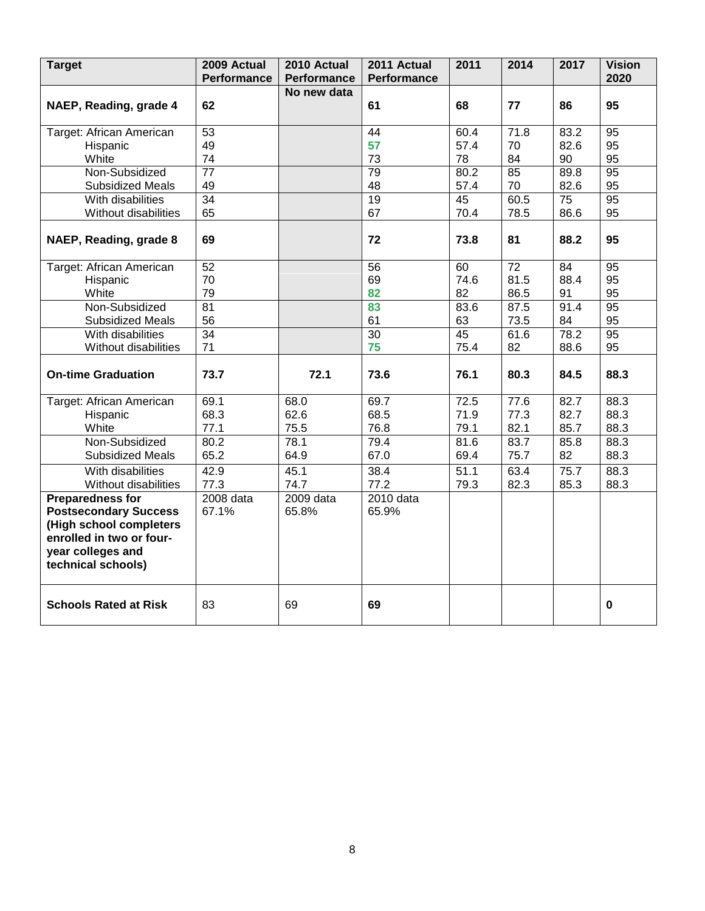| Target | 2009 Actual Performance | 2010 Actual Performance | 2011 Actual Performance | 2011 | 2014 | 2017 | Vision 2020 |
|---|---|---|---|---|---|---|---|
| **NAEP, Reading, grade 4** | **62** | **No new data** | **61** | **68** | **77** | **86** | **95** |
| Target: African American | 53 | | 44 | 60.4 | 71.8 | 83.2 | 95 |
| Hispanic | 49 | | **57** | 57.4 | 70 | 82.6 | 95 |
| White | 74 | | 73 | 78 | 84 | 90 | 95 |
| Non-Subsidized | 77 | | 79 | 80.2 | 85 | 89.8 | 95 |
| Subsidized Meals | 49 | | 48 | 57.4 | 70 | 82.6 | 95 |
| With disabilities | 34 | | 19 | 45 | 60.5 | 75 | 95 |
| Without disabilities | 65 | | 67 | 70.4 | 78.5 | 86.6 | 95 |
| **NAEP, Reading, grade 8** | **69** | | **72** | **73.8** | **81** | **88.2** | **95** |
| Target: African American | 52 | | 56 | 60 | 72 | 84 | 95 |
| Hispanic | 70 | | 69 | 74.6 | 81.5 | 88.4 | 95 |
| White | 79 | | **82** | 82 | 86.5 | 91 | 95 |
| Non-Subsidized | 81 | | **83** | 83.6 | 87.5 | 91.4 | 95 |
| Subsidized Meals | 56 | | 61 | 63 | 73.5 | 84 | 95 |
| With disabilities | 34 | | 30 | 45 | 61.6 | 78.2 | 95 |
| Without disabilities | 71 | | **75** | 75.4 | 82 | 88.6 | 95 |
| **On-time Graduation** | **73.7** | **72.1** | **73.6** | **76.1** | **80.3** | **84.5** | **88.3** |
| Target: African American | 69.1 | 68.0 | 69.7 | 72.5 | 77.6 | 82.7 | 88.3 |
| Hispanic | 68.3 | 62.6 | 68.5 | 71.9 | 77.3 | 82.7 | 88.3 |
| White | 77.1 | 75.5 | 76.8 | 79.1 | 82.1 | 85.7 | 88.3 |
| Non-Subsidized | 80.2 | 78.1 | 79.4 | 81.6 | 83.7 | 85.8 | 88.3 |
| Subsidized Meals | 65.2 | 64.9 | 67.0 | 69.4 | 75.7 | 82 | 88.3 |
| With disabilities | 42.9 | 45.1 | 38.4 | 51.1 | 63.4 | 75.7 | 88.3 |
| Without disabilities | 77.3 | 74.7 | 77.2 | 79.3 | 82.3 | 85.3 | 88.3 |
| **Preparedness for Postsecondary Success (High school completers enrolled in two or four-year colleges and technical schools)** | 2008 data 67.1% | 2009 data 65.8% | 2010 data 65.9% | | | | |
| **Schools Rated at Risk** | 83 | 69 | **69** | | | | **0** |